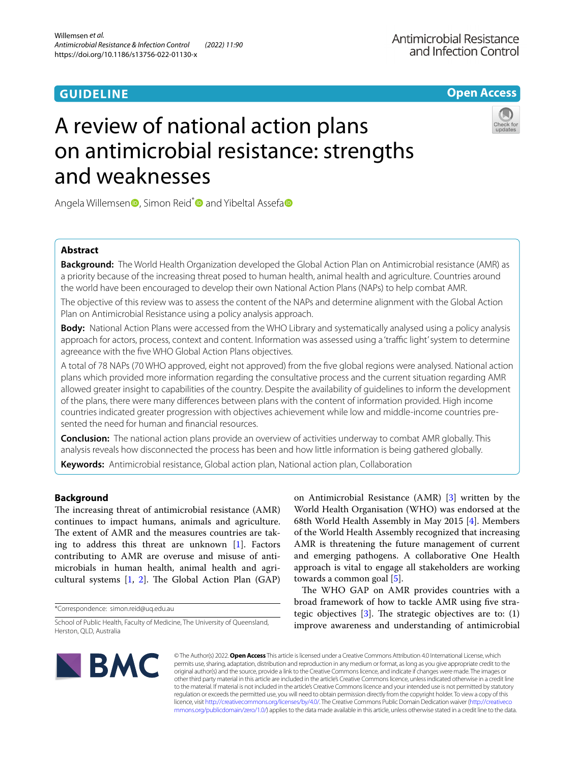**GUIDELINE**

**Open Access**

# A review of national action plans on antimicrobial resistance: strengths and weaknesses

Angela Willemsen, Simon Reid* and Yibeltal Assefa

## Abstract

**Background:** The World Health Organization developed the Global Action Plan on Antimicrobial resistance (AMR) as a priority because of the increasing threat posed to human health, animal health and agriculture. Countries around the world have been encouraged to develop their own National Action Plans (NAPs) to help combat AMR.

The objective of this review was to assess the content of the NAPs and determine alignment with the Global Action Plan on Antimicrobial Resistance using a policy analysis approach.

**Body:** National Action Plans were accessed from the WHO Library and systematically analysed using a policy analysis approach for actors, process, context and content. Information was assessed using a 'traffic light' system to determine agreeance with the five WHO Global Action Plans objectives.

A total of 78 NAPs (70 WHO approved, eight not approved) from the five global regions were analysed. National action plans which provided more information regarding the consultative process and the current situation regarding AMR allowed greater insight to capabilities of the country. Despite the availability of guidelines to inform the development of the plans, there were many differences between plans with the content of information provided. High income countries indicated greater progression with objectives achievement while low and middle-income countries presented the need for human and financial resources.

**Conclusion:** The national action plans provide an overview of activities underway to combat AMR globally. This analysis reveals how disconnected the process has been and how little information is being gathered globally.

**Keywords:** Antimicrobial resistance, Global action plan, National action plan, Collaboration

## Background

The increasing threat of antimicrobial resistance (AMR) continues to impact humans, animals and agriculture. The extent of AMR and the measures countries are taking to address this threat are unknown [1]. Factors contributing to AMR are overuse and misuse of antimicrobials in human health, animal health and agricultural systems [1, 2]. The Global Action Plan (GAP) on Antimicrobial Resistance (AMR) [3] written by the World Health Organisation (WHO) was endorsed at the 68th World Health Assembly in May 2015 [4]. Members of the World Health Assembly recognized that increasing AMR is threatening the future management of current and emerging pathogens. A collaborative One Health approach is vital to engage all stakeholders are working towards a common goal [5].

The WHO GAP on AMR provides countries with a broad framework of how to tackle AMR using five strategic objectives [3]. The strategic objectives are to: (1) improve awareness and understanding of antimicrobial

*Correspondence: simon.reid@uq.edu.au

School of Public Health, Faculty of Medicine, The University of Queensland, Herston, QLD, Australia

© The Author(s) 2022. **Open Access** This article is licensed under a Creative Commons Attribution 4.0 International License, which permits use, sharing, adaptation, distribution and reproduction in any medium or format, as long as you give appropriate credit to the original author(s) and the source, provide a link to the Creative Commons licence, and indicate if changes were made. The images or other third party material in this article are included in the article's Creative Commons licence, unless indicated otherwise in a credit line to the material. If material is not included in the article's Creative Commons licence and your intended use is not permitted by statutory regulation or exceeds the permitted use, you will need to obtain permission directly from the copyright holder. To view a copy of this licence, visit http://creativecommons.org/licenses/by/4.0/. The Creative Commons Public Domain Dedication waiver (http://creativecommons.org/publicdomain/zero/1.0/) applies to the data made available in this article, unless otherwise stated in a credit line to the data.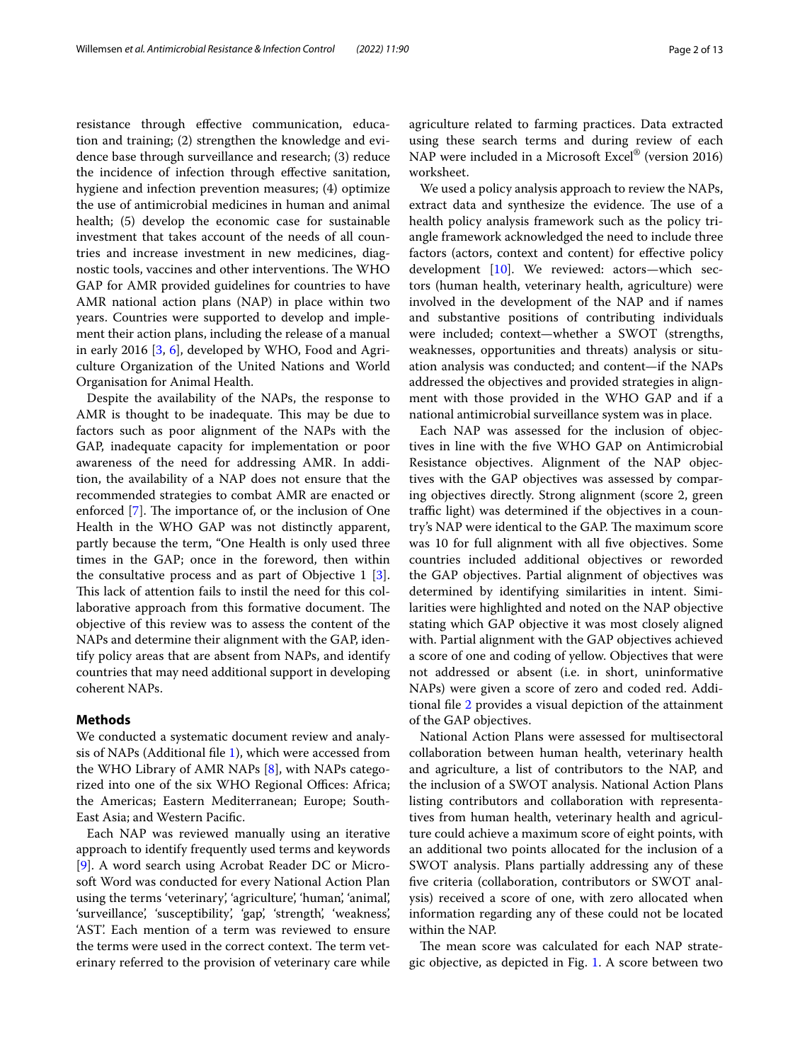resistance through effective communication, education and training; (2) strengthen the knowledge and evidence base through surveillance and research; (3) reduce the incidence of infection through effective sanitation, hygiene and infection prevention measures; (4) optimize the use of antimicrobial medicines in human and animal health; (5) develop the economic case for sustainable investment that takes account of the needs of all countries and increase investment in new medicines, diagnostic tools, vaccines and other interventions. The WHO GAP for AMR provided guidelines for countries to have AMR national action plans (NAP) in place within two years. Countries were supported to develop and implement their action plans, including the release of a manual in early 2016 [3, 6], developed by WHO, Food and Agriculture Organization of the United Nations and World Organisation for Animal Health.

Despite the availability of the NAPs, the response to AMR is thought to be inadequate. This may be due to factors such as poor alignment of the NAPs with the GAP, inadequate capacity for implementation or poor awareness of the need for addressing AMR. In addition, the availability of a NAP does not ensure that the recommended strategies to combat AMR are enacted or enforced [7]. The importance of, or the inclusion of One Health in the WHO GAP was not distinctly apparent, partly because the term, "One Health is only used three times in the GAP; once in the foreword, then within the consultative process and as part of Objective 1 [3]. This lack of attention fails to instil the need for this collaborative approach from this formative document. The objective of this review was to assess the content of the NAPs and determine their alignment with the GAP, identify policy areas that are absent from NAPs, and identify countries that may need additional support in developing coherent NAPs.

## Methods

We conducted a systematic document review and analysis of NAPs (Additional file 1), which were accessed from the WHO Library of AMR NAPs [8], with NAPs categorized into one of the six WHO Regional Offices: Africa; the Americas; Eastern Mediterranean; Europe; South-East Asia; and Western Pacific.

Each NAP was reviewed manually using an iterative approach to identify frequently used terms and keywords [9]. A word search using Acrobat Reader DC or Microsoft Word was conducted for every National Action Plan using the terms 'veterinary', 'agriculture', 'human', 'animal', 'surveillance', 'susceptibility', 'gap', 'strength', 'weakness', 'AST'. Each mention of a term was reviewed to ensure the terms were used in the correct context. The term veterinary referred to the provision of veterinary care while agriculture related to farming practices. Data extracted using these search terms and during review of each NAP were included in a Microsoft Excel® (version 2016) worksheet.

We used a policy analysis approach to review the NAPs, extract data and synthesize the evidence. The use of a health policy analysis framework such as the policy triangle framework acknowledged the need to include three factors (actors, context and content) for effective policy development [10]. We reviewed: actors—which sectors (human health, veterinary health, agriculture) were involved in the development of the NAP and if names and substantive positions of contributing individuals were included; context—whether a SWOT (strengths, weaknesses, opportunities and threats) analysis or situation analysis was conducted; and content—if the NAPs addressed the objectives and provided strategies in alignment with those provided in the WHO GAP and if a national antimicrobial surveillance system was in place.

Each NAP was assessed for the inclusion of objectives in line with the five WHO GAP on Antimicrobial Resistance objectives. Alignment of the NAP objectives with the GAP objectives was assessed by comparing objectives directly. Strong alignment (score 2, green traffic light) was determined if the objectives in a country's NAP were identical to the GAP. The maximum score was 10 for full alignment with all five objectives. Some countries included additional objectives or reworded the GAP objectives. Partial alignment of objectives was determined by identifying similarities in intent. Similarities were highlighted and noted on the NAP objective stating which GAP objective it was most closely aligned with. Partial alignment with the GAP objectives achieved a score of one and coding of yellow. Objectives that were not addressed or absent (i.e. in short, uninformative NAPs) were given a score of zero and coded red. Additional file 2 provides a visual depiction of the attainment of the GAP objectives.

National Action Plans were assessed for multisectoral collaboration between human health, veterinary health and agriculture, a list of contributors to the NAP, and the inclusion of a SWOT analysis. National Action Plans listing contributors and collaboration with representatives from human health, veterinary health and agriculture could achieve a maximum score of eight points, with an additional two points allocated for the inclusion of a SWOT analysis. Plans partially addressing any of these five criteria (collaboration, contributors or SWOT analysis) received a score of one, with zero allocated when information regarding any of these could not be located within the NAP.

The mean score was calculated for each NAP strategic objective, as depicted in Fig. 1. A score between two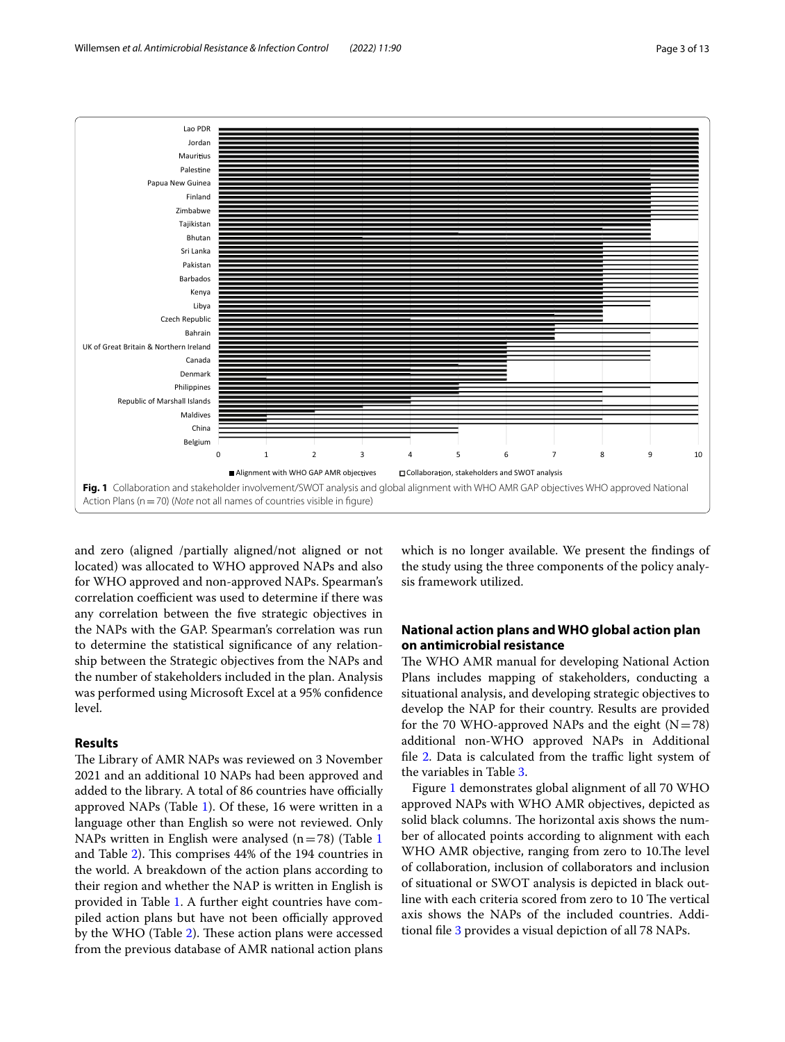Fig. 1 Collaboration and stakeholder involvement/SWOT analysis and global alignment with WHO AMR GAP objectives WHO approved National Action Plans (n = 70) (*Note* not all names of countries visible in figure)

and zero (aligned /partially aligned/not aligned or not located) was allocated to WHO approved NAPs and also for WHO approved and non-approved NAPs. Spearman's correlation coefficient was used to determine if there was any correlation between the five strategic objectives in the NAPs with the GAP. Spearman's correlation was run to determine the statistical significance of any relationship between the Strategic objectives from the NAPs and the number of stakeholders included in the plan. Analysis was performed using Microsoft Excel at a 95% confidence level.

## Results

The Library of AMR NAPs was reviewed on 3 November 2021 and an additional 10 NAPs had been approved and added to the library. A total of 86 countries have officially approved NAPs (Table 1). Of these, 16 were written in a language other than English so were not reviewed. Only NAPs written in English were analysed (n = 78) (Table 1 and Table 2). This comprises 44% of the 194 countries in the world. A breakdown of the action plans according to their region and whether the NAP is written in English is provided in Table 1. A further eight countries have compiled action plans but have not been officially approved by the WHO (Table 2). These action plans were accessed from the previous database of AMR national action plans which is no longer available. We present the findings of the study using the three components of the policy analysis framework utilized.

### National action plans and WHO global action plan on antimicrobial resistance

The WHO AMR manual for developing National Action Plans includes mapping of stakeholders, conducting a situational analysis, and developing strategic objectives to develop the NAP for their country. Results are provided for the 70 WHO-approved NAPs and the eight (N = 78) additional non-WHO approved NAPs in Additional file 2. Data is calculated from the traffic light system of the variables in Table 3.

Figure 1 demonstrates global alignment of all 70 WHO approved NAPs with WHO AMR objectives, depicted as solid black columns. The horizontal axis shows the number of allocated points according to alignment with each WHO AMR objective, ranging from zero to 10.The level of collaboration, inclusion of collaborators and inclusion of situational or SWOT analysis is depicted in black outline with each criteria scored from zero to 10 The vertical axis shows the NAPs of the included countries. Additional file 3 provides a visual depiction of all 78 NAPs.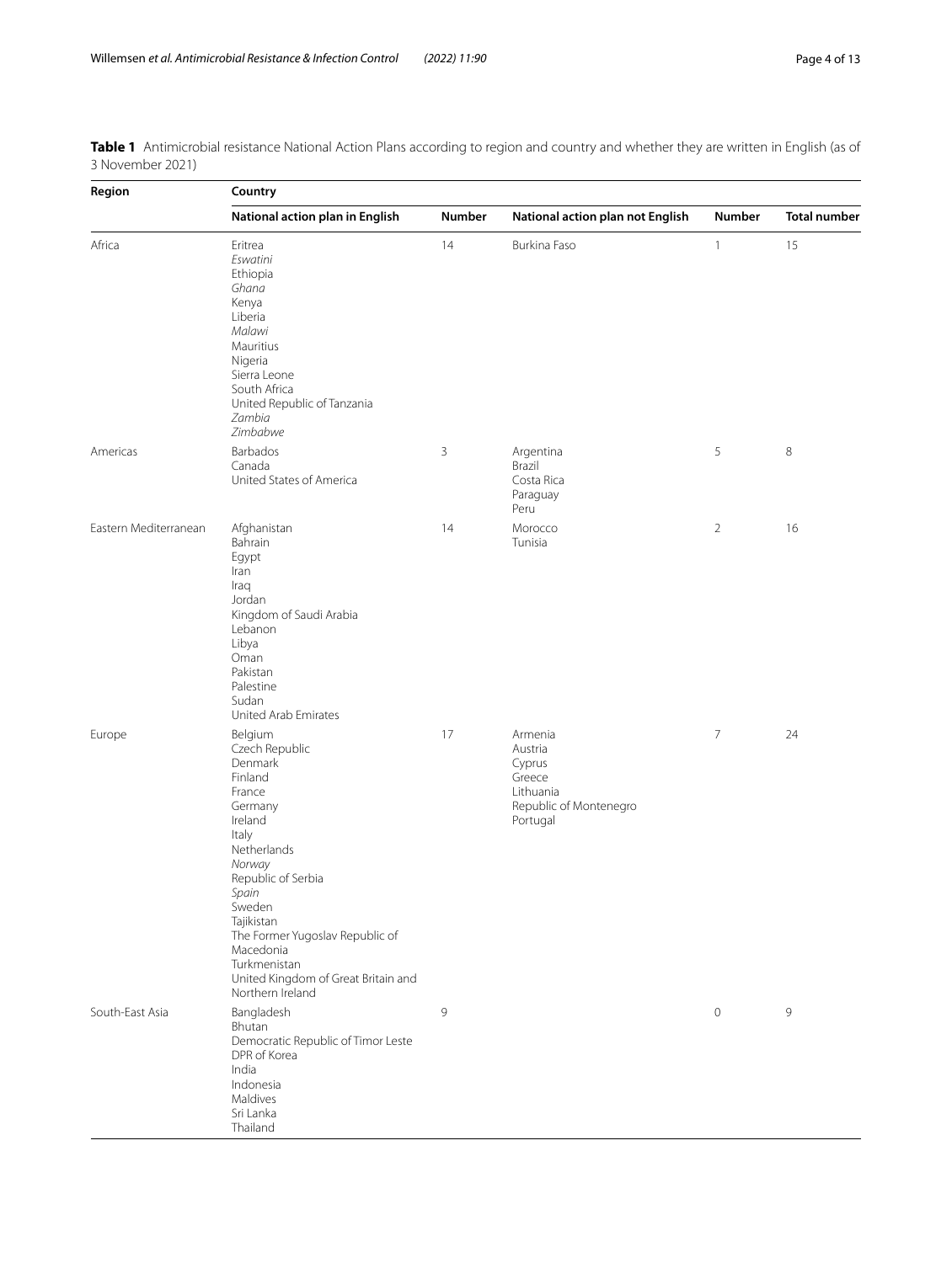**Table 1** Antimicrobial resistance National Action Plans according to region and country and whether they are written in English (as of 3 November 2021)

| Region | Country | | | | |
|---|---|---|---|---|---|
| | National action plan in English | Number | National action plan not English | Number | Total number |
| Africa | Eritrea<br>*Eswatini*<br>Ethiopia<br>*Ghana*<br>Kenya<br>Liberia<br>*Malawi*<br>Mauritius<br>Nigeria<br>Sierra Leone<br>South Africa<br>United Republic of Tanzania<br>*Zambia*<br>*Zimbabwe* | 14 | Burkina Faso | 1 | 15 |
| Americas | Barbados<br>Canada<br>United States of America | 3 | Argentina<br>Brazil<br>Costa Rica<br>Paraguay<br>Peru | 5 | 8 |
| Eastern Mediterranean | Afghanistan<br>Bahrain<br>Egypt<br>Iran<br>Iraq<br>Jordan<br>Kingdom of Saudi Arabia<br>Lebanon<br>Libya<br>Oman<br>Pakistan<br>Palestine<br>Sudan<br>United Arab Emirates | 14 | Morocco<br>Tunisia | 2 | 16 |
| Europe | Belgium<br>Czech Republic<br>Denmark<br>Finland<br>France<br>Germany<br>Ireland<br>Italy<br>Netherlands<br>*Norway*<br>Republic of Serbia<br>*Spain*<br>Sweden<br>Tajikistan<br>The Former Yugoslav Republic of Macedonia<br>Turkmenistan<br>United Kingdom of Great Britain and Northern Ireland | 17 | Armenia<br>Austria<br>Cyprus<br>Greece<br>Lithuania<br>Republic of Montenegro<br>Portugal | 7 | 24 |
| South-East Asia | Bangladesh<br>Bhutan<br>Democratic Republic of Timor Leste<br>DPR of Korea<br>India<br>Indonesia<br>Maldives<br>Sri Lanka<br>Thailand | 9 | | 0 | 9 |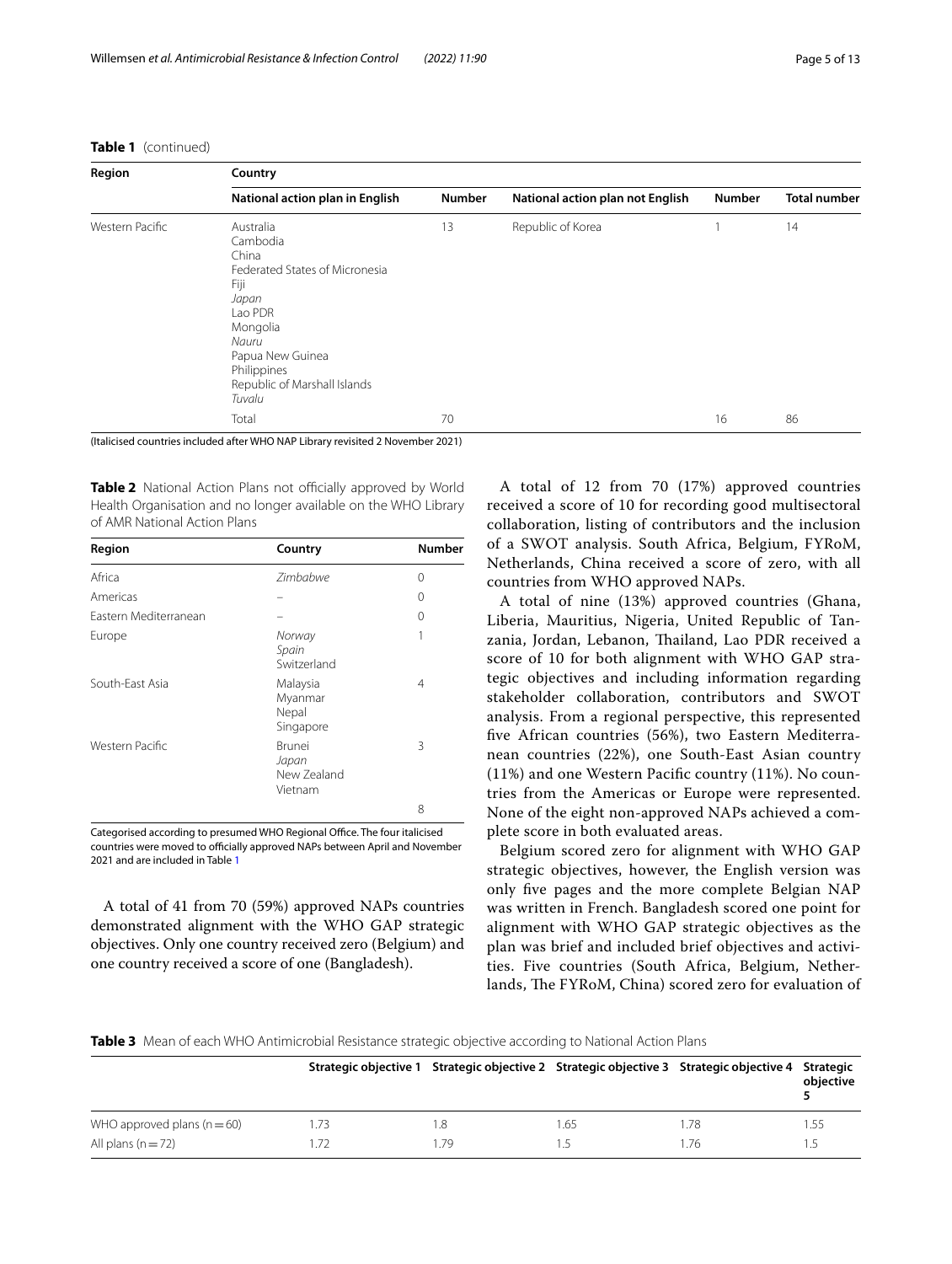**Table 1** (continued)

| Region | Country | | | | |
|---|---|---|---|---|---|
| | National action plan in English | Number | National action plan not English | Number | Total number |
| Western Pacific | Australia<br>Cambodia<br>China<br>Federated States of Micronesia<br>Fiji<br>*Japan*<br>Lao PDR<br>Mongolia<br>*Nauru*<br>Papua New Guinea<br>Philippines<br>Republic of Marshall Islands<br>*Tuvalu* | 13 | Republic of Korea | 1 | 14 |
| | Total | 70 | | 16 | 86 |

(Italicised countries included after WHO NAP Library revisited 2 November 2021)

**Table 2** National Action Plans not officially approved by World Health Organisation and no longer available on the WHO Library of AMR National Action Plans

| Region | Country | Number |
|---|---|---|
| Africa | *Zimbabwe* | 0 |
| Americas | – | 0 |
| Eastern Mediterranean | – | 0 |
| Europe | *Norway*<br>Spain<br>Switzerland | 1 |
| South-East Asia | Malaysia<br>Myanmar<br>Nepal<br>Singapore | 4 |
| Western Pacific | Brunei<br>*Japan*<br>New Zealand<br>Vietnam | 3 |
| | | 8 |

Categorised according to presumed WHO Regional Office. The four italicised countries were moved to officially approved NAPs between April and November 2021 and are included in Table 1

A total of 41 from 70 (59%) approved NAPs countries demonstrated alignment with the WHO GAP strategic objectives. Only one country received zero (Belgium) and one country received a score of one (Bangladesh).

A total of 12 from 70 (17%) approved countries received a score of 10 for recording good multisectoral collaboration, listing of contributors and the inclusion of a SWOT analysis. South Africa, Belgium, FYRoM, Netherlands, China received a score of zero, with all countries from WHO approved NAPs.

A total of nine (13%) approved countries (Ghana, Liberia, Mauritius, Nigeria, United Republic of Tanzania, Jordan, Lebanon, Thailand, Lao PDR received a score of 10 for both alignment with WHO GAP strategic objectives and including information regarding stakeholder collaboration, contributors and SWOT analysis. From a regional perspective, this represented five African countries (56%), two Eastern Mediterranean countries (22%), one South-East Asian country (11%) and one Western Pacific country (11%). No countries from the Americas or Europe were represented. None of the eight non-approved NAPs achieved a complete score in both evaluated areas.

Belgium scored zero for alignment with WHO GAP strategic objectives, however, the English version was only five pages and the more complete Belgian NAP was written in French. Bangladesh scored one point for alignment with WHO GAP strategic objectives as the plan was brief and included brief objectives and activities. Five countries (South Africa, Belgium, Netherlands, The FYRoM, China) scored zero for evaluation of

**Table 3** Mean of each WHO Antimicrobial Resistance strategic objective according to National Action Plans

| | Strategic objective 1 | Strategic objective 2 | Strategic objective 3 | Strategic objective 4 | Strategic objective 5 |
|---|---|---|---|---|---|
| WHO approved plans (n = 60) | 1.73 | 1.8 | 1.65 | 1.78 | 1.55 |
| All plans (n = 72) | 1.72 | 1.79 | 1.5 | 1.76 | 1.5 |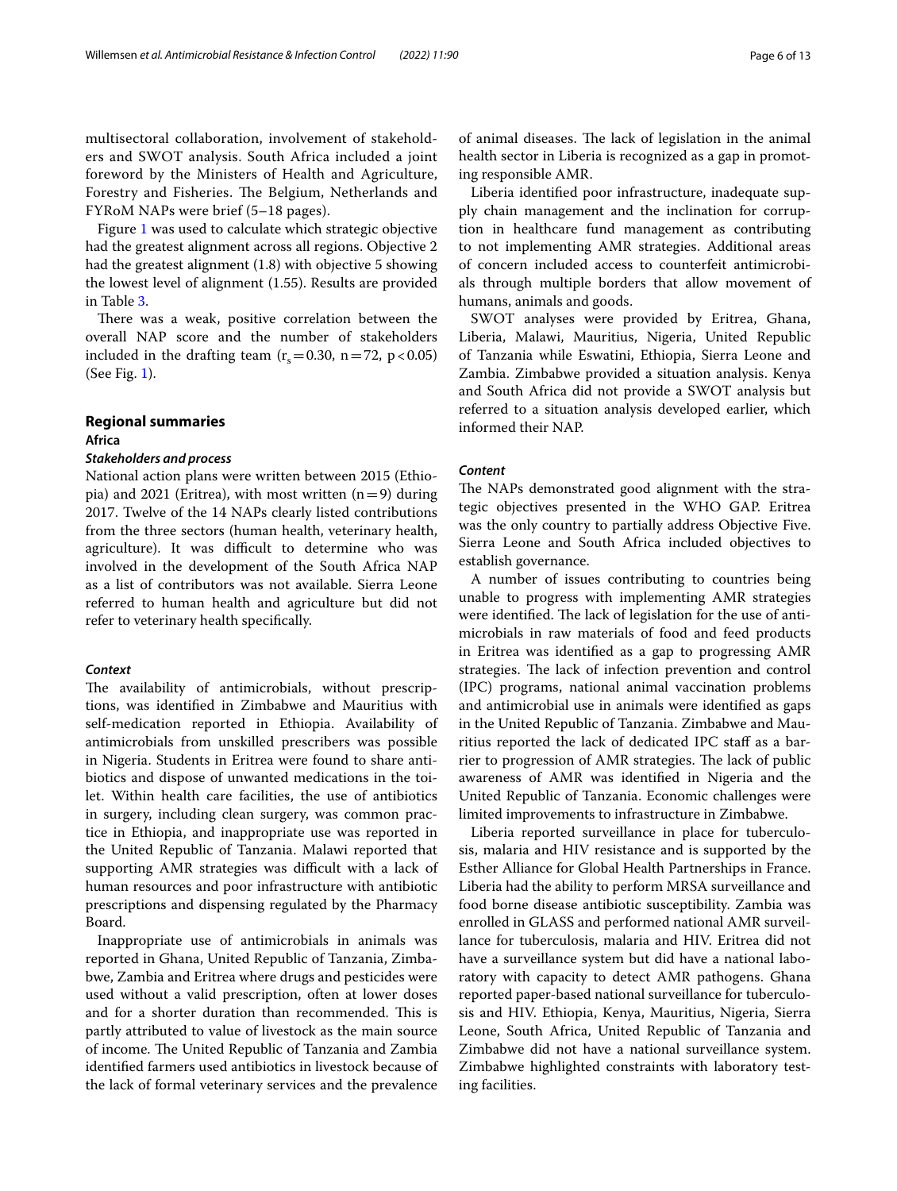multisectoral collaboration, involvement of stakeholders and SWOT analysis. South Africa included a joint foreword by the Ministers of Health and Agriculture, Forestry and Fisheries. The Belgium, Netherlands and FYRoM NAPs were brief (5–18 pages).

Figure 1 was used to calculate which strategic objective had the greatest alignment across all regions. Objective 2 had the greatest alignment (1.8) with objective 5 showing the lowest level of alignment (1.55). Results are provided in Table 3.

There was a weak, positive correlation between the overall NAP score and the number of stakeholders included in the drafting team ($r_s = 0.30$, $n = 72$, $p < 0.05$) (See Fig. 1).

## Regional summaries

### Africa

#### *Stakeholders and process*

National action plans were written between 2015 (Ethiopia) and 2021 (Eritrea), with most written (n = 9) during 2017. Twelve of the 14 NAPs clearly listed contributions from the three sectors (human health, veterinary health, agriculture). It was difficult to determine who was involved in the development of the South Africa NAP as a list of contributors was not available. Sierra Leone referred to human health and agriculture but did not refer to veterinary health specifically.

#### *Context*

The availability of antimicrobials, without prescriptions, was identified in Zimbabwe and Mauritius with self-medication reported in Ethiopia. Availability of antimicrobials from unskilled prescribers was possible in Nigeria. Students in Eritrea were found to share antibiotics and dispose of unwanted medications in the toilet. Within health care facilities, the use of antibiotics in surgery, including clean surgery, was common practice in Ethiopia, and inappropriate use was reported in the United Republic of Tanzania. Malawi reported that supporting AMR strategies was difficult with a lack of human resources and poor infrastructure with antibiotic prescriptions and dispensing regulated by the Pharmacy Board.

Inappropriate use of antimicrobials in animals was reported in Ghana, United Republic of Tanzania, Zimbabwe, Zambia and Eritrea where drugs and pesticides were used without a valid prescription, often at lower doses and for a shorter duration than recommended. This is partly attributed to value of livestock as the main source of income. The United Republic of Tanzania and Zambia identified farmers used antibiotics in livestock because of the lack of formal veterinary services and the prevalence of animal diseases. The lack of legislation in the animal health sector in Liberia is recognized as a gap in promoting responsible AMR.

Liberia identified poor infrastructure, inadequate supply chain management and the inclination for corruption in healthcare fund management as contributing to not implementing AMR strategies. Additional areas of concern included access to counterfeit antimicrobials through multiple borders that allow movement of humans, animals and goods.

SWOT analyses were provided by Eritrea, Ghana, Liberia, Malawi, Mauritius, Nigeria, United Republic of Tanzania while Eswatini, Ethiopia, Sierra Leone and Zambia. Zimbabwe provided a situation analysis. Kenya and South Africa did not provide a SWOT analysis but referred to a situation analysis developed earlier, which informed their NAP.

#### *Content*

The NAPs demonstrated good alignment with the strategic objectives presented in the WHO GAP. Eritrea was the only country to partially address Objective Five. Sierra Leone and South Africa included objectives to establish governance.

A number of issues contributing to countries being unable to progress with implementing AMR strategies were identified. The lack of legislation for the use of antimicrobials in raw materials of food and feed products in Eritrea was identified as a gap to progressing AMR strategies. The lack of infection prevention and control (IPC) programs, national animal vaccination problems and antimicrobial use in animals were identified as gaps in the United Republic of Tanzania. Zimbabwe and Mauritius reported the lack of dedicated IPC staff as a barrier to progression of AMR strategies. The lack of public awareness of AMR was identified in Nigeria and the United Republic of Tanzania. Economic challenges were limited improvements to infrastructure in Zimbabwe.

Liberia reported surveillance in place for tuberculosis, malaria and HIV resistance and is supported by the Esther Alliance for Global Health Partnerships in France. Liberia had the ability to perform MRSA surveillance and food borne disease antibiotic susceptibility. Zambia was enrolled in GLASS and performed national AMR surveillance for tuberculosis, malaria and HIV. Eritrea did not have a surveillance system but did have a national laboratory with capacity to detect AMR pathogens. Ghana reported paper-based national surveillance for tuberculosis and HIV. Ethiopia, Kenya, Mauritius, Nigeria, Sierra Leone, South Africa, United Republic of Tanzania and Zimbabwe did not have a national surveillance system. Zimbabwe highlighted constraints with laboratory testing facilities.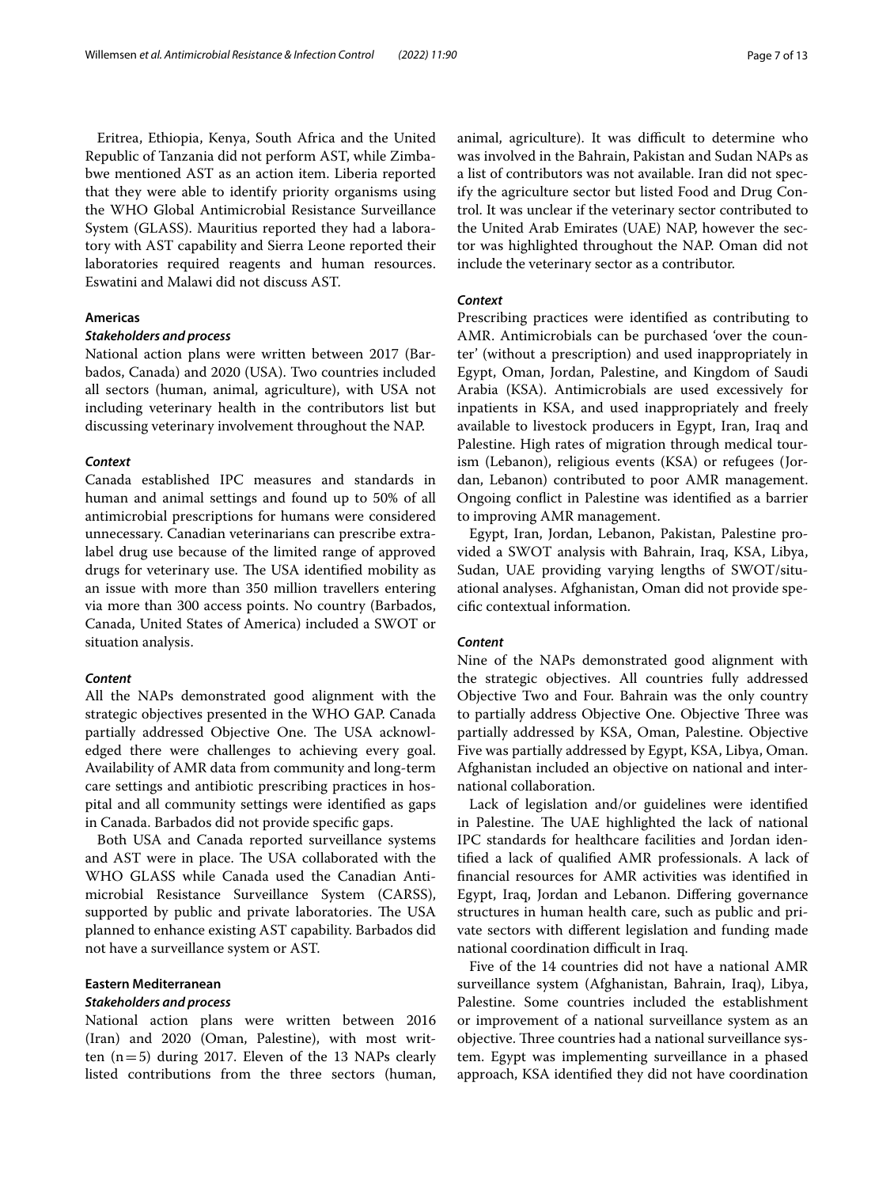Eritrea, Ethiopia, Kenya, South Africa and the United Republic of Tanzania did not perform AST, while Zimbabwe mentioned AST as an action item. Liberia reported that they were able to identify priority organisms using the WHO Global Antimicrobial Resistance Surveillance System (GLASS). Mauritius reported they had a laboratory with AST capability and Sierra Leone reported their laboratories required reagents and human resources. Eswatini and Malawi did not discuss AST.

### Americas

#### *Stakeholders and process*

National action plans were written between 2017 (Barbados, Canada) and 2020 (USA). Two countries included all sectors (human, animal, agriculture), with USA not including veterinary health in the contributors list but discussing veterinary involvement throughout the NAP.

#### *Context*

Canada established IPC measures and standards in human and animal settings and found up to 50% of all antimicrobial prescriptions for humans were considered unnecessary. Canadian veterinarians can prescribe extra-label drug use because of the limited range of approved drugs for veterinary use. The USA identified mobility as an issue with more than 350 million travellers entering via more than 300 access points. No country (Barbados, Canada, United States of America) included a SWOT or situation analysis.

#### *Content*

All the NAPs demonstrated good alignment with the strategic objectives presented in the WHO GAP. Canada partially addressed Objective One. The USA acknowledged there were challenges to achieving every goal. Availability of AMR data from community and long-term care settings and antibiotic prescribing practices in hospital and all community settings were identified as gaps in Canada. Barbados did not provide specific gaps.

Both USA and Canada reported surveillance systems and AST were in place. The USA collaborated with the WHO GLASS while Canada used the Canadian Antimicrobial Resistance Surveillance System (CARSS), supported by public and private laboratories. The USA planned to enhance existing AST capability. Barbados did not have a surveillance system or AST.

### Eastern Mediterranean

#### *Stakeholders and process*

National action plans were written between 2016 (Iran) and 2020 (Oman, Palestine), with most written (n = 5) during 2017. Eleven of the 13 NAPs clearly listed contributions from the three sectors (human, animal, agriculture). It was difficult to determine who was involved in the Bahrain, Pakistan and Sudan NAPs as a list of contributors was not available. Iran did not specify the agriculture sector but listed Food and Drug Control. It was unclear if the veterinary sector contributed to the United Arab Emirates (UAE) NAP, however the sector was highlighted throughout the NAP. Oman did not include the veterinary sector as a contributor.

#### *Context*

Prescribing practices were identified as contributing to AMR. Antimicrobials can be purchased 'over the counter' (without a prescription) and used inappropriately in Egypt, Oman, Jordan, Palestine, and Kingdom of Saudi Arabia (KSA). Antimicrobials are used excessively for inpatients in KSA, and used inappropriately and freely available to livestock producers in Egypt, Iran, Iraq and Palestine. High rates of migration through medical tourism (Lebanon), religious events (KSA) or refugees (Jordan, Lebanon) contributed to poor AMR management. Ongoing conflict in Palestine was identified as a barrier to improving AMR management.

Egypt, Iran, Jordan, Lebanon, Pakistan, Palestine provided a SWOT analysis with Bahrain, Iraq, KSA, Libya, Sudan, UAE providing varying lengths of SWOT/situational analyses. Afghanistan, Oman did not provide specific contextual information.

#### *Content*

Nine of the NAPs demonstrated good alignment with the strategic objectives. All countries fully addressed Objective Two and Four. Bahrain was the only country to partially address Objective One. Objective Three was partially addressed by KSA, Oman, Palestine. Objective Five was partially addressed by Egypt, KSA, Libya, Oman. Afghanistan included an objective on national and international collaboration.

Lack of legislation and/or guidelines were identified in Palestine. The UAE highlighted the lack of national IPC standards for healthcare facilities and Jordan identified a lack of qualified AMR professionals. A lack of financial resources for AMR activities was identified in Egypt, Iraq, Jordan and Lebanon. Differing governance structures in human health care, such as public and private sectors with different legislation and funding made national coordination difficult in Iraq.

Five of the 14 countries did not have a national AMR surveillance system (Afghanistan, Bahrain, Iraq), Libya, Palestine. Some countries included the establishment or improvement of a national surveillance system as an objective. Three countries had a national surveillance system. Egypt was implementing surveillance in a phased approach, KSA identified they did not have coordination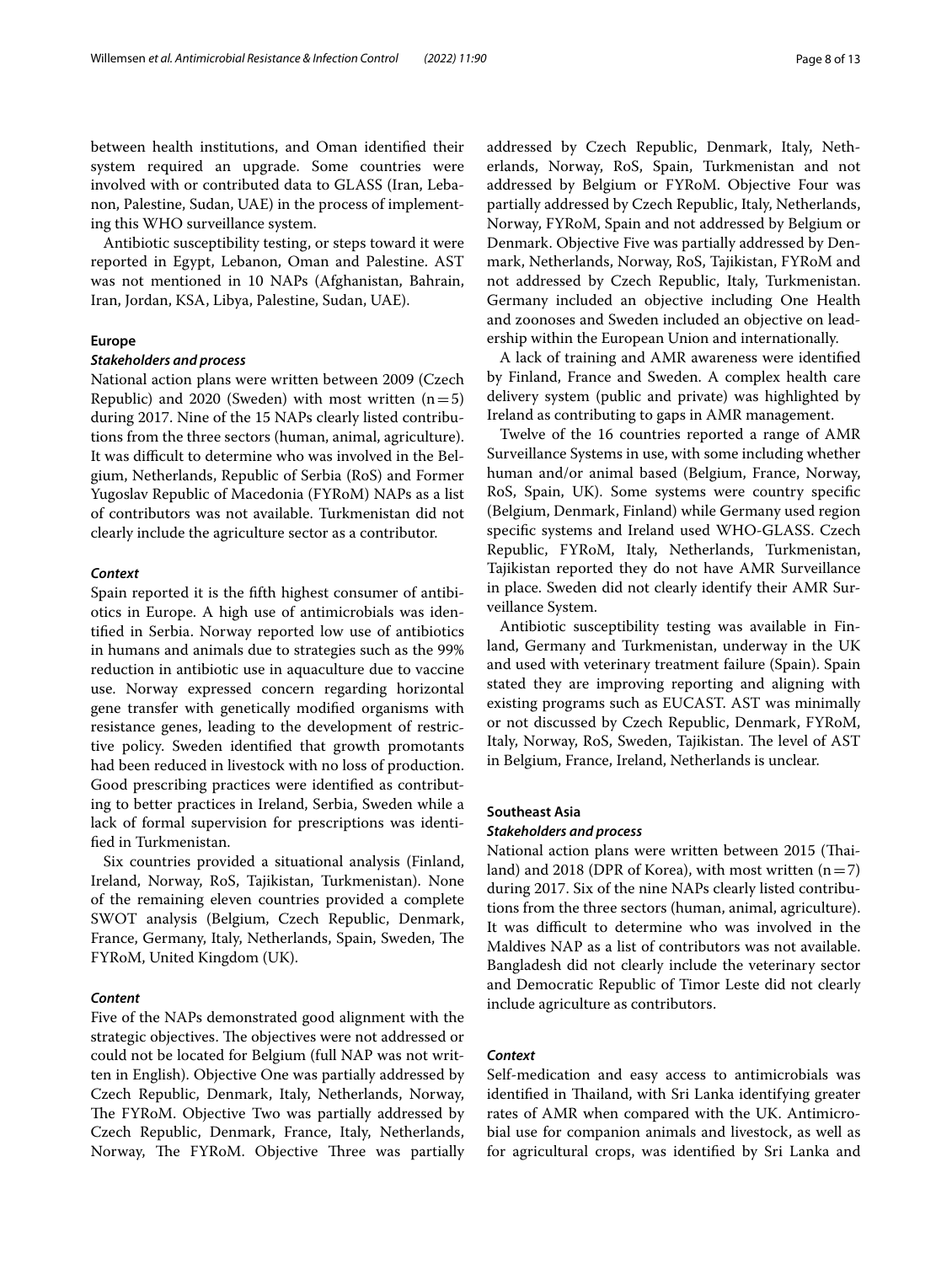between health institutions, and Oman identified their system required an upgrade. Some countries were involved with or contributed data to GLASS (Iran, Lebanon, Palestine, Sudan, UAE) in the process of implementing this WHO surveillance system.

Antibiotic susceptibility testing, or steps toward it were reported in Egypt, Lebanon, Oman and Palestine. AST was not mentioned in 10 NAPs (Afghanistan, Bahrain, Iran, Jordan, KSA, Libya, Palestine, Sudan, UAE).

### Europe

#### *Stakeholders and process*

National action plans were written between 2009 (Czech Republic) and 2020 (Sweden) with most written (n = 5) during 2017. Nine of the 15 NAPs clearly listed contributions from the three sectors (human, animal, agriculture). It was difficult to determine who was involved in the Belgium, Netherlands, Republic of Serbia (RoS) and Former Yugoslav Republic of Macedonia (FYRoM) NAPs as a list of contributors was not available. Turkmenistan did not clearly include the agriculture sector as a contributor.

#### *Context*

Spain reported it is the fifth highest consumer of antibiotics in Europe. A high use of antimicrobials was identified in Serbia. Norway reported low use of antibiotics in humans and animals due to strategies such as the 99% reduction in antibiotic use in aquaculture due to vaccine use. Norway expressed concern regarding horizontal gene transfer with genetically modified organisms with resistance genes, leading to the development of restrictive policy. Sweden identified that growth promotants had been reduced in livestock with no loss of production. Good prescribing practices were identified as contributing to better practices in Ireland, Serbia, Sweden while a lack of formal supervision for prescriptions was identified in Turkmenistan.

Six countries provided a situational analysis (Finland, Ireland, Norway, RoS, Tajikistan, Turkmenistan). None of the remaining eleven countries provided a complete SWOT analysis (Belgium, Czech Republic, Denmark, France, Germany, Italy, Netherlands, Spain, Sweden, The FYRoM, United Kingdom (UK).

#### *Content*

Five of the NAPs demonstrated good alignment with the strategic objectives. The objectives were not addressed or could not be located for Belgium (full NAP was not written in English). Objective One was partially addressed by Czech Republic, Denmark, Italy, Netherlands, Norway, The FYRoM. Objective Two was partially addressed by Czech Republic, Denmark, France, Italy, Netherlands, Norway, The FYRoM. Objective Three was partially addressed by Czech Republic, Denmark, Italy, Netherlands, Norway, RoS, Spain, Turkmenistan and not addressed by Belgium or FYRoM. Objective Four was partially addressed by Czech Republic, Italy, Netherlands, Norway, FYRoM, Spain and not addressed by Belgium or Denmark. Objective Five was partially addressed by Denmark, Netherlands, Norway, RoS, Tajikistan, FYRoM and not addressed by Czech Republic, Italy, Turkmenistan. Germany included an objective including One Health and zoonoses and Sweden included an objective on leadership within the European Union and internationally.

A lack of training and AMR awareness were identified by Finland, France and Sweden. A complex health care delivery system (public and private) was highlighted by Ireland as contributing to gaps in AMR management.

Twelve of the 16 countries reported a range of AMR Surveillance Systems in use, with some including whether human and/or animal based (Belgium, France, Norway, RoS, Spain, UK). Some systems were country specific (Belgium, Denmark, Finland) while Germany used region specific systems and Ireland used WHO-GLASS. Czech Republic, FYRoM, Italy, Netherlands, Turkmenistan, Tajikistan reported they do not have AMR Surveillance in place. Sweden did not clearly identify their AMR Surveillance System.

Antibiotic susceptibility testing was available in Finland, Germany and Turkmenistan, underway in the UK and used with veterinary treatment failure (Spain). Spain stated they are improving reporting and aligning with existing programs such as EUCAST. AST was minimally or not discussed by Czech Republic, Denmark, FYRoM, Italy, Norway, RoS, Sweden, Tajikistan. The level of AST in Belgium, France, Ireland, Netherlands is unclear.

### Southeast Asia

#### *Stakeholders and process*

National action plans were written between 2015 (Thailand) and 2018 (DPR of Korea), with most written (n = 7) during 2017. Six of the nine NAPs clearly listed contributions from the three sectors (human, animal, agriculture). It was difficult to determine who was involved in the Maldives NAP as a list of contributors was not available. Bangladesh did not clearly include the veterinary sector and Democratic Republic of Timor Leste did not clearly include agriculture as contributors.

#### *Context*

Self-medication and easy access to antimicrobials was identified in Thailand, with Sri Lanka identifying greater rates of AMR when compared with the UK. Antimicrobial use for companion animals and livestock, as well as for agricultural crops, was identified by Sri Lanka and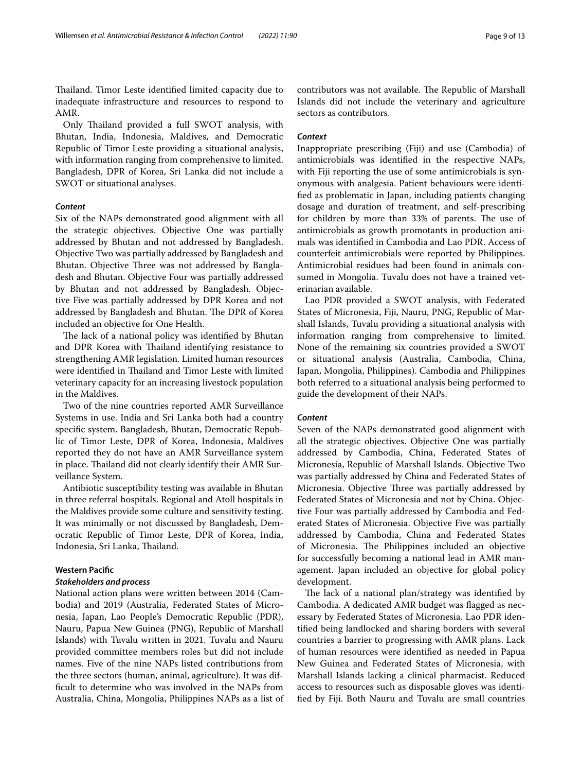Thailand. Timor Leste identified limited capacity due to inadequate infrastructure and resources to respond to AMR.

Only Thailand provided a full SWOT analysis, with Bhutan, India, Indonesia, Maldives, and Democratic Republic of Timor Leste providing a situational analysis, with information ranging from comprehensive to limited. Bangladesh, DPR of Korea, Sri Lanka did not include a SWOT or situational analyses.

#### *Content*

Six of the NAPs demonstrated good alignment with all the strategic objectives. Objective One was partially addressed by Bhutan and not addressed by Bangladesh. Objective Two was partially addressed by Bangladesh and Bhutan. Objective Three was not addressed by Bangladesh and Bhutan. Objective Four was partially addressed by Bhutan and not addressed by Bangladesh. Objective Five was partially addressed by DPR Korea and not addressed by Bangladesh and Bhutan. The DPR of Korea included an objective for One Health.

The lack of a national policy was identified by Bhutan and DPR Korea with Thailand identifying resistance to strengthening AMR legislation. Limited human resources were identified in Thailand and Timor Leste with limited veterinary capacity for an increasing livestock population in the Maldives.

Two of the nine countries reported AMR Surveillance Systems in use. India and Sri Lanka both had a country specific system. Bangladesh, Bhutan, Democratic Republic of Timor Leste, DPR of Korea, Indonesia, Maldives reported they do not have an AMR Surveillance system in place. Thailand did not clearly identify their AMR Surveillance System.

Antibiotic susceptibility testing was available in Bhutan in three referral hospitals. Regional and Atoll hospitals in the Maldives provide some culture and sensitivity testing. It was minimally or not discussed by Bangladesh, Democratic Republic of Timor Leste, DPR of Korea, India, Indonesia, Sri Lanka, Thailand.

### Western Pacific

#### *Stakeholders and process*

National action plans were written between 2014 (Cambodia) and 2019 (Australia, Federated States of Micronesia, Japan, Lao People's Democratic Republic (PDR), Nauru, Papua New Guinea (PNG), Republic of Marshall Islands) with Tuvalu written in 2021. Tuvalu and Nauru provided committee members roles but did not include names. Five of the nine NAPs listed contributions from the three sectors (human, animal, agriculture). It was difficult to determine who was involved in the NAPs from Australia, China, Mongolia, Philippines NAPs as a list of contributors was not available. The Republic of Marshall Islands did not include the veterinary and agriculture sectors as contributors.

#### *Context*

Inappropriate prescribing (Fiji) and use (Cambodia) of antimicrobials was identified in the respective NAPs, with Fiji reporting the use of some antimicrobials is synonymous with analgesia. Patient behaviours were identified as problematic in Japan, including patients changing dosage and duration of treatment, and self-prescribing for children by more than 33% of parents. The use of antimicrobials as growth promotants in production animals was identified in Cambodia and Lao PDR. Access of counterfeit antimicrobials were reported by Philippines. Antimicrobial residues had been found in animals consumed in Mongolia. Tuvalu does not have a trained veterinarian available.

Lao PDR provided a SWOT analysis, with Federated States of Micronesia, Fiji, Nauru, PNG, Republic of Marshall Islands, Tuvalu providing a situational analysis with information ranging from comprehensive to limited. None of the remaining six countries provided a SWOT or situational analysis (Australia, Cambodia, China, Japan, Mongolia, Philippines). Cambodia and Philippines both referred to a situational analysis being performed to guide the development of their NAPs.

#### *Content*

Seven of the NAPs demonstrated good alignment with all the strategic objectives. Objective One was partially addressed by Cambodia, China, Federated States of Micronesia, Republic of Marshall Islands. Objective Two was partially addressed by China and Federated States of Micronesia. Objective Three was partially addressed by Federated States of Micronesia and not by China. Objective Four was partially addressed by Cambodia and Federated States of Micronesia. Objective Five was partially addressed by Cambodia, China and Federated States of Micronesia. The Philippines included an objective for successfully becoming a national lead in AMR management. Japan included an objective for global policy development.

The lack of a national plan/strategy was identified by Cambodia. A dedicated AMR budget was flagged as necessary by Federated States of Micronesia. Lao PDR identified being landlocked and sharing borders with several countries a barrier to progressing with AMR plans. Lack of human resources were identified as needed in Papua New Guinea and Federated States of Micronesia, with Marshall Islands lacking a clinical pharmacist. Reduced access to resources such as disposable gloves was identified by Fiji. Both Nauru and Tuvalu are small countries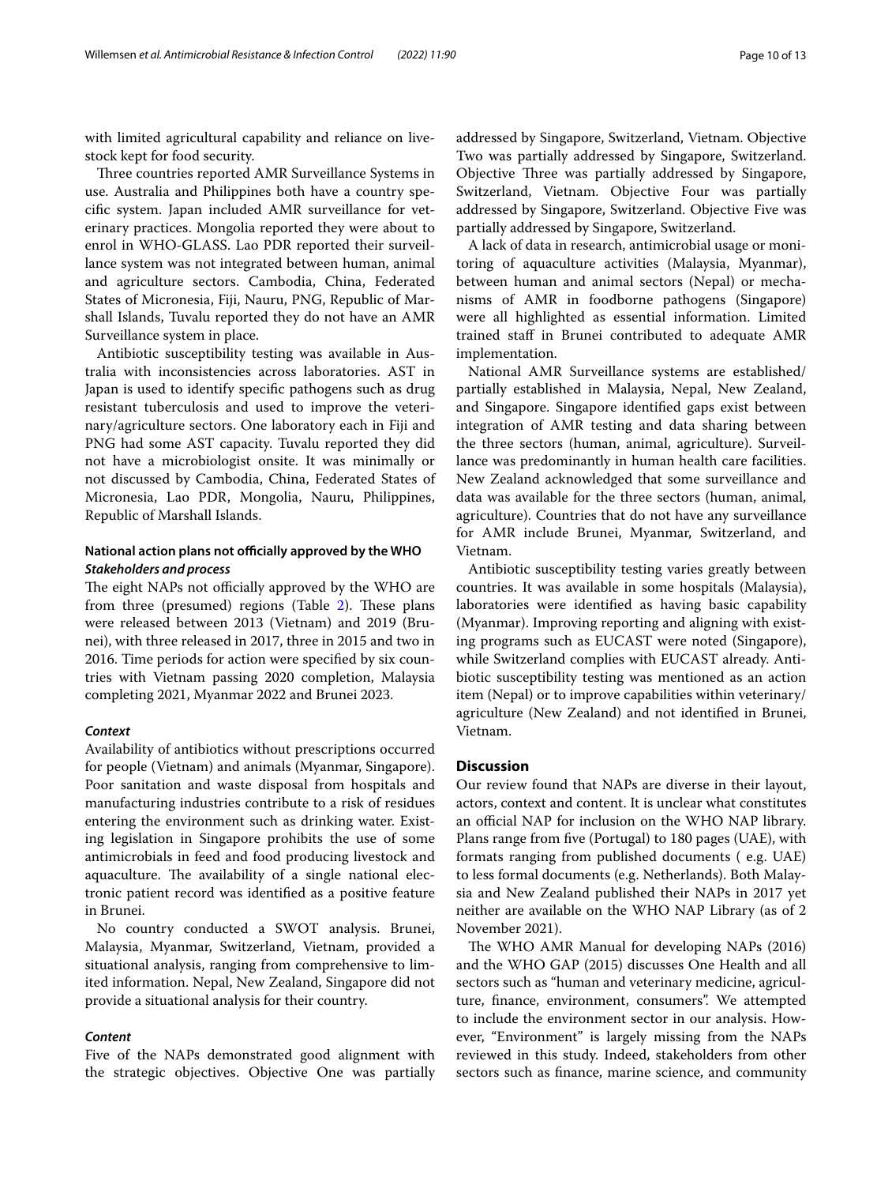with limited agricultural capability and reliance on livestock kept for food security.

Three countries reported AMR Surveillance Systems in use. Australia and Philippines both have a country specific system. Japan included AMR surveillance for veterinary practices. Mongolia reported they were about to enrol in WHO-GLASS. Lao PDR reported their surveillance system was not integrated between human, animal and agriculture sectors. Cambodia, China, Federated States of Micronesia, Fiji, Nauru, PNG, Republic of Marshall Islands, Tuvalu reported they do not have an AMR Surveillance system in place.

Antibiotic susceptibility testing was available in Australia with inconsistencies across laboratories. AST in Japan is used to identify specific pathogens such as drug resistant tuberculosis and used to improve the veterinary/agriculture sectors. One laboratory each in Fiji and PNG had some AST capacity. Tuvalu reported they did not have a microbiologist onsite. It was minimally or not discussed by Cambodia, China, Federated States of Micronesia, Lao PDR, Mongolia, Nauru, Philippines, Republic of Marshall Islands.

### National action plans not officially approved by the WHO

#### *Stakeholders and process*

The eight NAPs not officially approved by the WHO are from three (presumed) regions (Table 2). These plans were released between 2013 (Vietnam) and 2019 (Brunei), with three released in 2017, three in 2015 and two in 2016. Time periods for action were specified by six countries with Vietnam passing 2020 completion, Malaysia completing 2021, Myanmar 2022 and Brunei 2023.

#### *Context*

Availability of antibiotics without prescriptions occurred for people (Vietnam) and animals (Myanmar, Singapore). Poor sanitation and waste disposal from hospitals and manufacturing industries contribute to a risk of residues entering the environment such as drinking water. Existing legislation in Singapore prohibits the use of some antimicrobials in feed and food producing livestock and aquaculture. The availability of a single national electronic patient record was identified as a positive feature in Brunei.

No country conducted a SWOT analysis. Brunei, Malaysia, Myanmar, Switzerland, Vietnam, provided a situational analysis, ranging from comprehensive to limited information. Nepal, New Zealand, Singapore did not provide a situational analysis for their country.

#### *Content*

Five of the NAPs demonstrated good alignment with the strategic objectives. Objective One was partially addressed by Singapore, Switzerland, Vietnam. Objective Two was partially addressed by Singapore, Switzerland. Objective Three was partially addressed by Singapore, Switzerland, Vietnam. Objective Four was partially addressed by Singapore, Switzerland. Objective Five was partially addressed by Singapore, Switzerland.

A lack of data in research, antimicrobial usage or monitoring of aquaculture activities (Malaysia, Myanmar), between human and animal sectors (Nepal) or mechanisms of AMR in foodborne pathogens (Singapore) were all highlighted as essential information. Limited trained staff in Brunei contributed to adequate AMR implementation.

National AMR Surveillance systems are established/partially established in Malaysia, Nepal, New Zealand, and Singapore. Singapore identified gaps exist between integration of AMR testing and data sharing between the three sectors (human, animal, agriculture). Surveillance was predominantly in human health care facilities. New Zealand acknowledged that some surveillance and data was available for the three sectors (human, animal, agriculture). Countries that do not have any surveillance for AMR include Brunei, Myanmar, Switzerland, and Vietnam.

Antibiotic susceptibility testing varies greatly between countries. It was available in some hospitals (Malaysia), laboratories were identified as having basic capability (Myanmar). Improving reporting and aligning with existing programs such as EUCAST were noted (Singapore), while Switzerland complies with EUCAST already. Antibiotic susceptibility testing was mentioned as an action item (Nepal) or to improve capabilities within veterinary/agriculture (New Zealand) and not identified in Brunei, Vietnam.

## Discussion

Our review found that NAPs are diverse in their layout, actors, context and content. It is unclear what constitutes an official NAP for inclusion on the WHO NAP library. Plans range from five (Portugal) to 180 pages (UAE), with formats ranging from published documents ( e.g. UAE) to less formal documents (e.g. Netherlands). Both Malaysia and New Zealand published their NAPs in 2017 yet neither are available on the WHO NAP Library (as of 2 November 2021).

The WHO AMR Manual for developing NAPs (2016) and the WHO GAP (2015) discusses One Health and all sectors such as "human and veterinary medicine, agriculture, finance, environment, consumers". We attempted to include the environment sector in our analysis. However, "Environment" is largely missing from the NAPs reviewed in this study. Indeed, stakeholders from other sectors such as finance, marine science, and community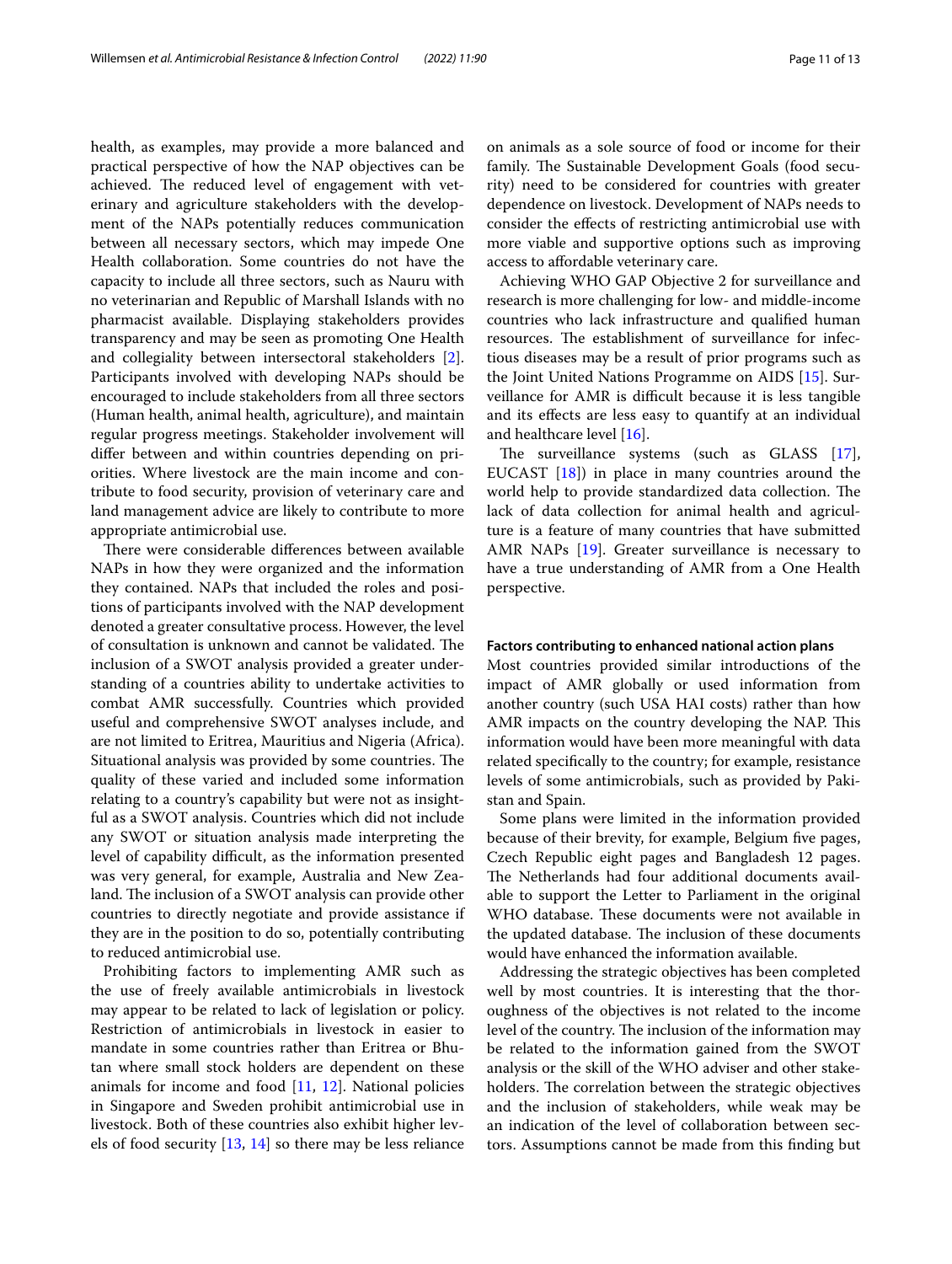health, as examples, may provide a more balanced and practical perspective of how the NAP objectives can be achieved. The reduced level of engagement with veterinary and agriculture stakeholders with the development of the NAPs potentially reduces communication between all necessary sectors, which may impede One Health collaboration. Some countries do not have the capacity to include all three sectors, such as Nauru with no veterinarian and Republic of Marshall Islands with no pharmacist available. Displaying stakeholders provides transparency and may be seen as promoting One Health and collegiality between intersectoral stakeholders [2]. Participants involved with developing NAPs should be encouraged to include stakeholders from all three sectors (Human health, animal health, agriculture), and maintain regular progress meetings. Stakeholder involvement will differ between and within countries depending on priorities. Where livestock are the main income and contribute to food security, provision of veterinary care and land management advice are likely to contribute to more appropriate antimicrobial use.

There were considerable differences between available NAPs in how they were organized and the information they contained. NAPs that included the roles and positions of participants involved with the NAP development denoted a greater consultative process. However, the level of consultation is unknown and cannot be validated. The inclusion of a SWOT analysis provided a greater understanding of a countries ability to undertake activities to combat AMR successfully. Countries which provided useful and comprehensive SWOT analyses include, and are not limited to Eritrea, Mauritius and Nigeria (Africa). Situational analysis was provided by some countries. The quality of these varied and included some information relating to a country's capability but were not as insightful as a SWOT analysis. Countries which did not include any SWOT or situation analysis made interpreting the level of capability difficult, as the information presented was very general, for example, Australia and New Zealand. The inclusion of a SWOT analysis can provide other countries to directly negotiate and provide assistance if they are in the position to do so, potentially contributing to reduced antimicrobial use.

Prohibiting factors to implementing AMR such as the use of freely available antimicrobials in livestock may appear to be related to lack of legislation or policy. Restriction of antimicrobials in livestock in easier to mandate in some countries rather than Eritrea or Bhutan where small stock holders are dependent on these animals for income and food [11, 12]. National policies in Singapore and Sweden prohibit antimicrobial use in livestock. Both of these countries also exhibit higher levels of food security [13, 14] so there may be less reliance on animals as a sole source of food or income for their family. The Sustainable Development Goals (food security) need to be considered for countries with greater dependence on livestock. Development of NAPs needs to consider the effects of restricting antimicrobial use with more viable and supportive options such as improving access to affordable veterinary care.

Achieving WHO GAP Objective 2 for surveillance and research is more challenging for low- and middle-income countries who lack infrastructure and qualified human resources. The establishment of surveillance for infectious diseases may be a result of prior programs such as the Joint United Nations Programme on AIDS [15]. Surveillance for AMR is difficult because it is less tangible and its effects are less easy to quantify at an individual and healthcare level [16].

The surveillance systems (such as GLASS [17], EUCAST [18]) in place in many countries around the world help to provide standardized data collection. The lack of data collection for animal health and agriculture is a feature of many countries that have submitted AMR NAPs [19]. Greater surveillance is necessary to have a true understanding of AMR from a One Health perspective.

### Factors contributing to enhanced national action plans

Most countries provided similar introductions of the impact of AMR globally or used information from another country (such USA HAI costs) rather than how AMR impacts on the country developing the NAP. This information would have been more meaningful with data related specifically to the country; for example, resistance levels of some antimicrobials, such as provided by Pakistan and Spain.

Some plans were limited in the information provided because of their brevity, for example, Belgium five pages, Czech Republic eight pages and Bangladesh 12 pages. The Netherlands had four additional documents available to support the Letter to Parliament in the original WHO database. These documents were not available in the updated database. The inclusion of these documents would have enhanced the information available.

Addressing the strategic objectives has been completed well by most countries. It is interesting that the thoroughness of the objectives is not related to the income level of the country. The inclusion of the information may be related to the information gained from the SWOT analysis or the skill of the WHO adviser and other stakeholders. The correlation between the strategic objectives and the inclusion of stakeholders, while weak may be an indication of the level of collaboration between sectors. Assumptions cannot be made from this finding but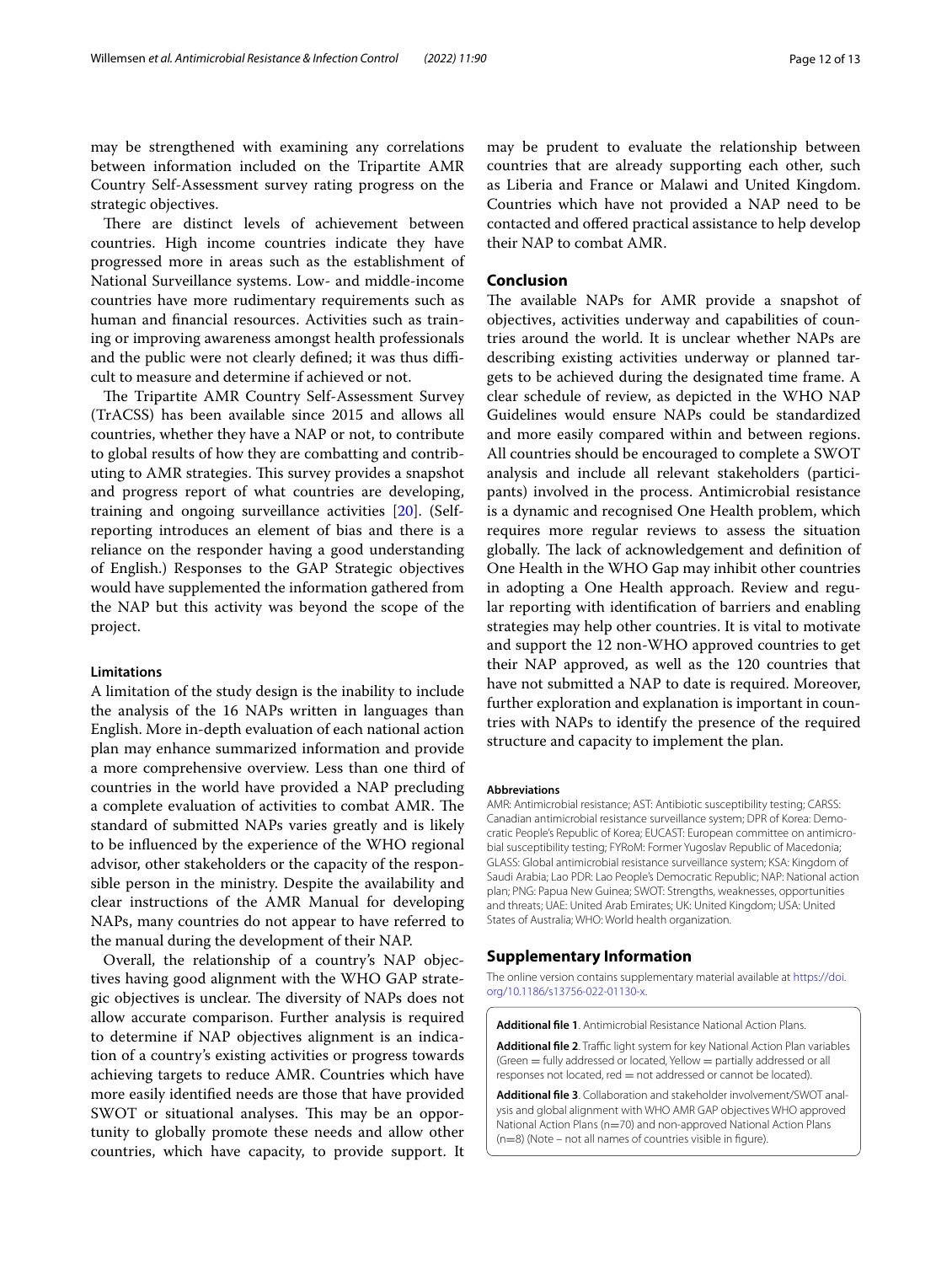may be strengthened with examining any correlations between information included on the Tripartite AMR Country Self-Assessment survey rating progress on the strategic objectives.

There are distinct levels of achievement between countries. High income countries indicate they have progressed more in areas such as the establishment of National Surveillance systems. Low- and middle-income countries have more rudimentary requirements such as human and financial resources. Activities such as training or improving awareness amongst health professionals and the public were not clearly defined; it was thus difficult to measure and determine if achieved or not.

The Tripartite AMR Country Self-Assessment Survey (TrACSS) has been available since 2015 and allows all countries, whether they have a NAP or not, to contribute to global results of how they are combatting and contributing to AMR strategies. This survey provides a snapshot and progress report of what countries are developing, training and ongoing surveillance activities [20]. (Self-reporting introduces an element of bias and there is a reliance on the responder having a good understanding of English.) Responses to the GAP Strategic objectives would have supplemented the information gathered from the NAP but this activity was beyond the scope of the project.

#### Limitations

A limitation of the study design is the inability to include the analysis of the 16 NAPs written in languages than English. More in-depth evaluation of each national action plan may enhance summarized information and provide a more comprehensive overview. Less than one third of countries in the world have provided a NAP precluding a complete evaluation of activities to combat AMR. The standard of submitted NAPs varies greatly and is likely to be influenced by the experience of the WHO regional advisor, other stakeholders or the capacity of the responsible person in the ministry. Despite the availability and clear instructions of the AMR Manual for developing NAPs, many countries do not appear to have referred to the manual during the development of their NAP.

Overall, the relationship of a country's NAP objectives having good alignment with the WHO GAP strategic objectives is unclear. The diversity of NAPs does not allow accurate comparison. Further analysis is required to determine if NAP objectives alignment is an indication of a country's existing activities or progress towards achieving targets to reduce AMR. Countries which have more easily identified needs are those that have provided SWOT or situational analyses. This may be an opportunity to globally promote these needs and allow other countries, which have capacity, to provide support. It may be prudent to evaluate the relationship between countries that are already supporting each other, such as Liberia and France or Malawi and United Kingdom. Countries which have not provided a NAP need to be contacted and offered practical assistance to help develop their NAP to combat AMR.

## Conclusion

The available NAPs for AMR provide a snapshot of objectives, activities underway and capabilities of countries around the world. It is unclear whether NAPs are describing existing activities underway or planned targets to be achieved during the designated time frame. A clear schedule of review, as depicted in the WHO NAP Guidelines would ensure NAPs could be standardized and more easily compared within and between regions. All countries should be encouraged to complete a SWOT analysis and include all relevant stakeholders (participants) involved in the process. Antimicrobial resistance is a dynamic and recognised One Health problem, which requires more regular reviews to assess the situation globally. The lack of acknowledgement and definition of One Health in the WHO Gap may inhibit other countries in adopting a One Health approach. Review and regular reporting with identification of barriers and enabling strategies may help other countries. It is vital to motivate and support the 12 non-WHO approved countries to get their NAP approved, as well as the 120 countries that have not submitted a NAP to date is required. Moreover, further exploration and explanation is important in countries with NAPs to identify the presence of the required structure and capacity to implement the plan.

#### Abbreviations

AMR: Antimicrobial resistance; AST: Antibiotic susceptibility testing; CARSS: Canadian antimicrobial resistance surveillance system; DPR of Korea: Democratic People's Republic of Korea; EUCAST: European committee on antimicrobial susceptibility testing; FYRoM: Former Yugoslav Republic of Macedonia; GLASS: Global antimicrobial resistance surveillance system; KSA: Kingdom of Saudi Arabia; Lao PDR: Lao People's Democratic Republic; NAP: National action plan; PNG: Papua New Guinea; SWOT: Strengths, weaknesses, opportunities and threats; UAE: United Arab Emirates; UK: United Kingdom; USA: United States of Australia; WHO: World health organization.

## Supplementary Information

The online version contains supplementary material available at https://doi.org/10.1186/s13756-022-01130-x.

**Additional file 1**. Antimicrobial Resistance National Action Plans.

**Additional file 2**. Traffic light system for key National Action Plan variables (Green = fully addressed or located, Yellow = partially addressed or all responses not located, red = not addressed or cannot be located).

**Additional file 3**. Collaboration and stakeholder involvement/SWOT analysis and global alignment with WHO AMR GAP objectives WHO approved National Action Plans (n=70) and non-approved National Action Plans (n=8) (Note – not all names of countries visible in figure).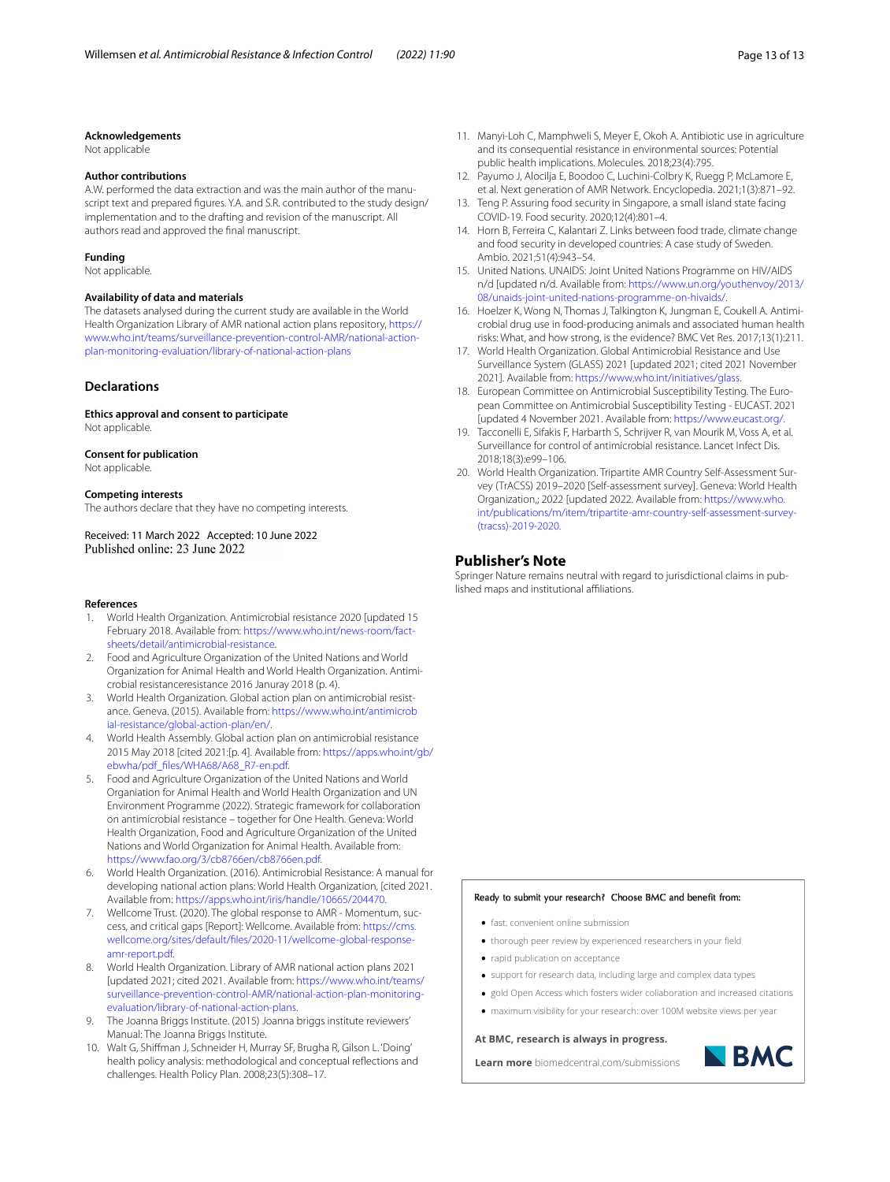**Acknowledgements**
Not applicable

**Author contributions**
A.W. performed the data extraction and was the main author of the manuscript text and prepared figures. Y.A. and S.R. contributed to the study design/implementation and to the drafting and revision of the manuscript. All authors read and approved the final manuscript.

**Funding**
Not applicable.

**Availability of data and materials**
The datasets analysed during the current study are available in the World Health Organization Library of AMR national action plans repository, https://www.who.int/teams/surveillance-prevention-control-AMR/national-action-plan-monitoring-evaluation/library-of-national-action-plans

## Declarations

**Ethics approval and consent to participate**
Not applicable.

**Consent for publication**
Not applicable.

**Competing interests**
The authors declare that they have no competing interests.

Received: 11 March 2022 Accepted: 10 June 2022
Published online: 23 June 2022

**References**

1. World Health Organization. Antimicrobial resistance 2020 [updated 15 February 2018. Available from: https://www.who.int/news-room/fact-sheets/detail/antimicrobial-resistance.
2. Food and Agriculture Organization of the United Nations and World Organization for Animal Health and World Health Organization. Antimicrobial resistanceresistance 2016 Januray 2018 (p. 4).
3. World Health Organization. Global action plan on antimicrobial resistance. Geneva. (2015). Available from: https://www.who.int/antimicrobial-resistance/global-action-plan/en/.
4. World Health Assembly. Global action plan on antimicrobial resistance 2015 May 2018 [cited 2021:[p. 4]. Available from: https://apps.who.int/gb/ebwha/pdf_files/WHA68/A68_R7-en.pdf.
5. Food and Agriculture Organization of the United Nations and World Organiation for Animal Health and World Health Organization and UN Environment Programme (2022). Strategic framework for collaboration on antimicrobial resistance – together for One Health. Geneva: World Health Organization, Food and Agriculture Organization of the United Nations and World Organization for Animal Health. Available from: https://www.fao.org/3/cb8766en/cb8766en.pdf.
6. World Health Organization. (2016). Antimicrobial Resistance: A manual for developing national action plans: World Health Organization, [cited 2021. Available from: https://apps.who.int/iris/handle/10665/204470.
7. Wellcome Trust. (2020). The global response to AMR - Momentum, success, and critical gaps [Report]: Wellcome. Available from: https://cms.wellcome.org/sites/default/files/2020-11/wellcome-global-response-amr-report.pdf.
8. World Health Organization. Library of AMR national action plans 2021 [updated 2021; cited 2021. Available from: https://www.who.int/teams/surveillance-prevention-control-AMR/national-action-plan-monitoring-evaluation/library-of-national-action-plans.
9. The Joanna Briggs Institute. (2015) Joanna briggs institute reviewers' Manual: The Joanna Briggs Institute.
10. Walt G, Shiffman J, Schneider H, Murray SF, Brugha R, Gilson L. 'Doing' health policy analysis: methodological and conceptual reflections and challenges. Health Policy Plan. 2008;23(5):308–17.
11. Manyi-Loh C, Mamphweli S, Meyer E, Okoh A. Antibiotic use in agriculture and its consequential resistance in environmental sources: Potential public health implications. Molecules. 2018;23(4):795.
12. Payumo J, Alocilja E, Boodoo C, Luchini-Colbry K, Ruegg P, McLamore E, et al. Next generation of AMR Network. Encyclopedia. 2021;1(3):871–92.
13. Teng P. Assuring food security in Singapore, a small island state facing COVID-19. Food security. 2020;12(4):801–4.
14. Horn B, Ferreira C, Kalantari Z. Links between food trade, climate change and food security in developed countries: A case study of Sweden. Ambio. 2021;51(4):943–54.
15. United Nations. UNAIDS: Joint United Nations Programme on HIV/AIDS n/d [updated n/d. Available from: https://www.un.org/youthenvoy/2013/08/unaids-joint-united-nations-programme-on-hivaids/.
16. Hoelzer K, Wong N, Thomas J, Talkington K, Jungman E, Coukell A. Antimicrobial drug use in food-producing animals and associated human health risks: What, and how strong, is the evidence? BMC Vet Res. 2017;13(1):211.
17. World Health Organization. Global Antimicrobial Resistance and Use Surveillance System (GLASS) 2021 [updated 2021; cited 2021 November 2021]. Available from: https://www.who.int/initiatives/glass.
18. European Committee on Antimicrobial Susceptibility Testing. The European Committee on Antimicrobial Susceptibility Testing - EUCAST. 2021 [updated 4 November 2021. Available from: https://www.eucast.org/.
19. Tacconelli E, Sifakis F, Harbarth S, Schrijver R, van Mourik M, Voss A, et al. Surveillance for control of antimicrobial resistance. Lancet Infect Dis. 2018;18(3):e99–106.
20. World Health Organization. Tripartite AMR Country Self-Assessment Survey (TrACSS) 2019–2020 [Self-assessment survey]. Geneva: World Health Organization,; 2022 [updated 2022. Available from: https://www.who.int/publications/m/item/tripartite-amr-country-self-assessment-survey-(tracss)-2019-2020.

## Publisher's Note

Springer Nature remains neutral with regard to jurisdictional claims in published maps and institutional affiliations.

Ready to submit your research? Choose BMC and benefit from:

- fast, convenient online submission
- thorough peer review by experienced researchers in your field
- rapid publication on acceptance
- support for research data, including large and complex data types
- gold Open Access which fosters wider collaboration and increased citations
- maximum visibility for your research: over 100M website views per year

**At BMC, research is always in progress.**

**Learn more** biomedcentral.com/submissions

BMC